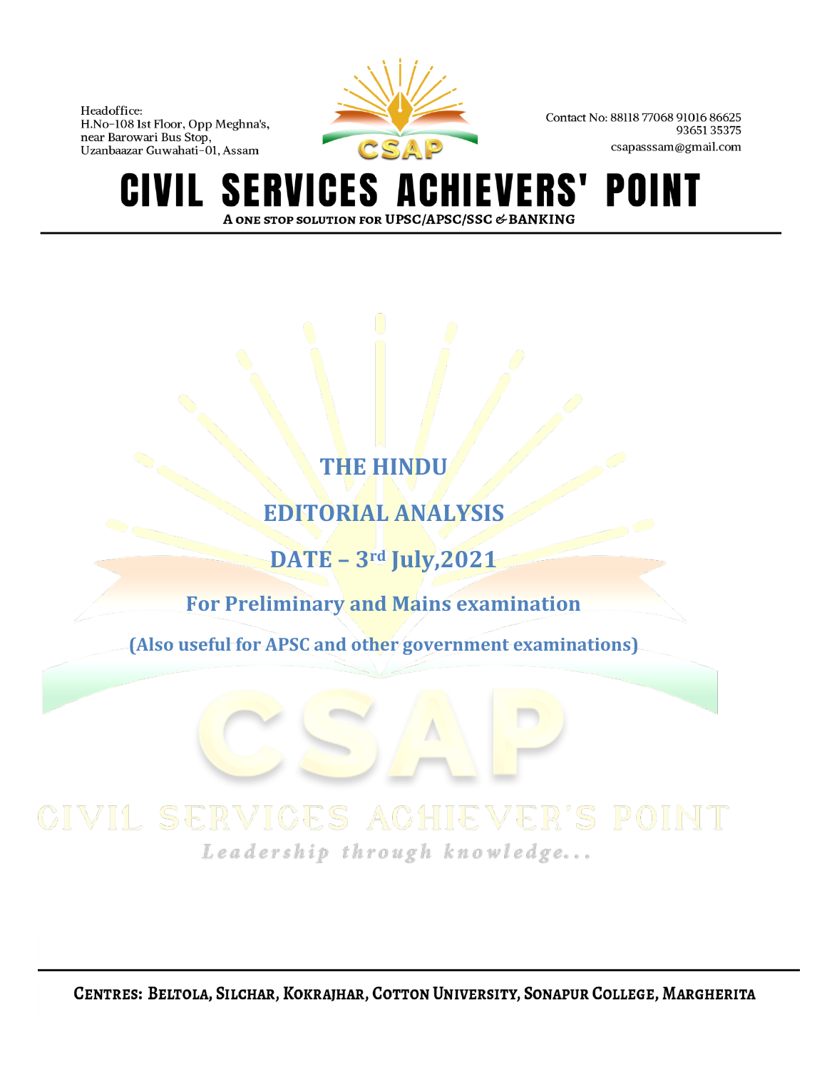Headoffice:
H.No-108 1st Floor, Opp Meghna's,
near Barowari Bus Stop,
Uzanbaazar Guwahati-01, Assam

Contact No: 88118 77068 91016 86625
93651 35375
csapasssam@gmail.com

# CIVIL SERVICES ACHIEVERS' POINT

**A ONE STOP SOLUTION FOR UPSC/APSC/SSC & BANKING**

## THE HINDU

## EDITORIAL ANALYSIS

## DATE – 3rd July,2021

### For Preliminary and Mains examination

**(Also useful for APSC and other government examinations)**

CSAP

CIVIL SERVICES ACHIEVER'S POINT

*Leadership through knowledge...*

**CENTRES: BELTOLA, SILCHAR, KOKRAJHAR, COTTON UNIVERSITY, SONAPUR COLLEGE, MARGHERITA**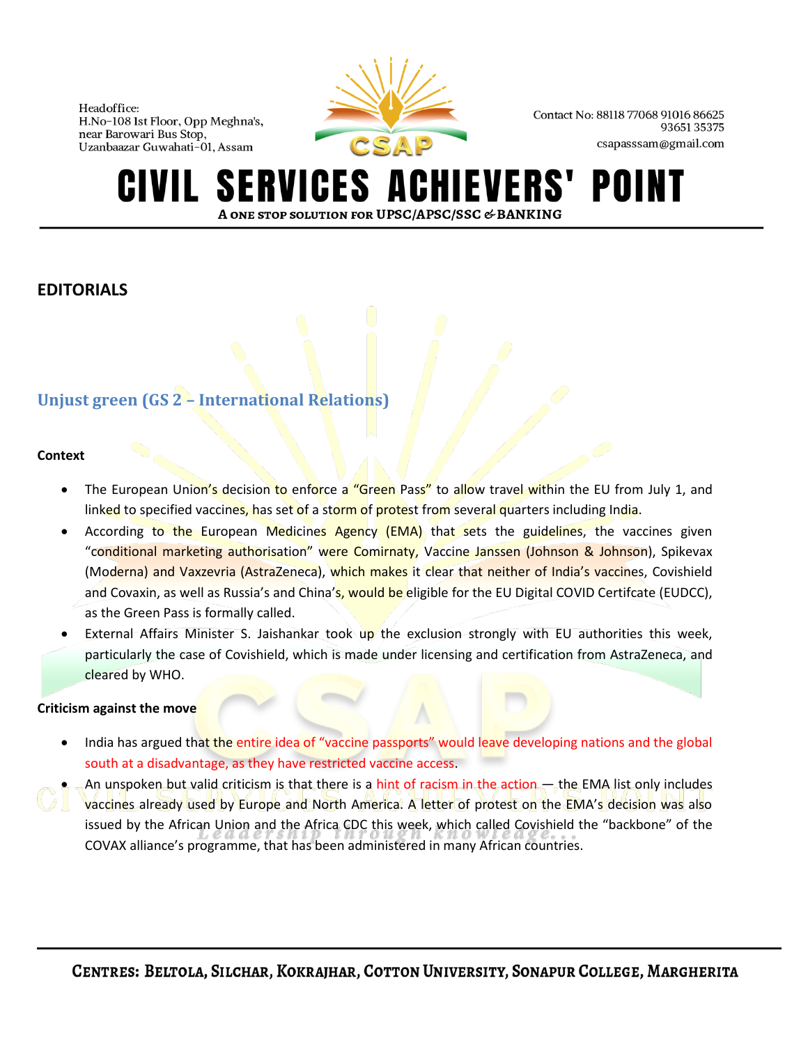## EDITORIALS

### Unjust green (GS 2 – International Relations)

**Context**

- The European Union's decision to enforce a "Green Pass" to allow travel within the EU from July 1, and linked to specified vaccines, has set of a storm of protest from several quarters including India.
- According to the European Medicines Agency (EMA) that sets the guidelines, the vaccines given "conditional marketing authorisation" were Comirnaty, Vaccine Janssen (Johnson & Johnson), Spikevax (Moderna) and Vaxzevria (AstraZeneca), which makes it clear that neither of India's vaccines, Covishield and Covaxin, as well as Russia's and China's, would be eligible for the EU Digital COVID Certifcate (EUDCC), as the Green Pass is formally called.
- External Affairs Minister S. Jaishankar took up the exclusion strongly with EU authorities this week, particularly the case of Covishield, which is made under licensing and certification from AstraZeneca, and cleared by WHO.

**Criticism against the move**

- India has argued that the entire idea of "vaccine passports" would leave developing nations and the global south at a disadvantage, as they have restricted vaccine access.
- An unspoken but valid criticism is that there is a hint of racism in the action — the EMA list only includes vaccines already used by Europe and North America. A letter of protest on the EMA's decision was also issued by the African Union and the Africa CDC this week, which called Covishield the "backbone" of the COVAX alliance's programme, that has been administered in many African countries.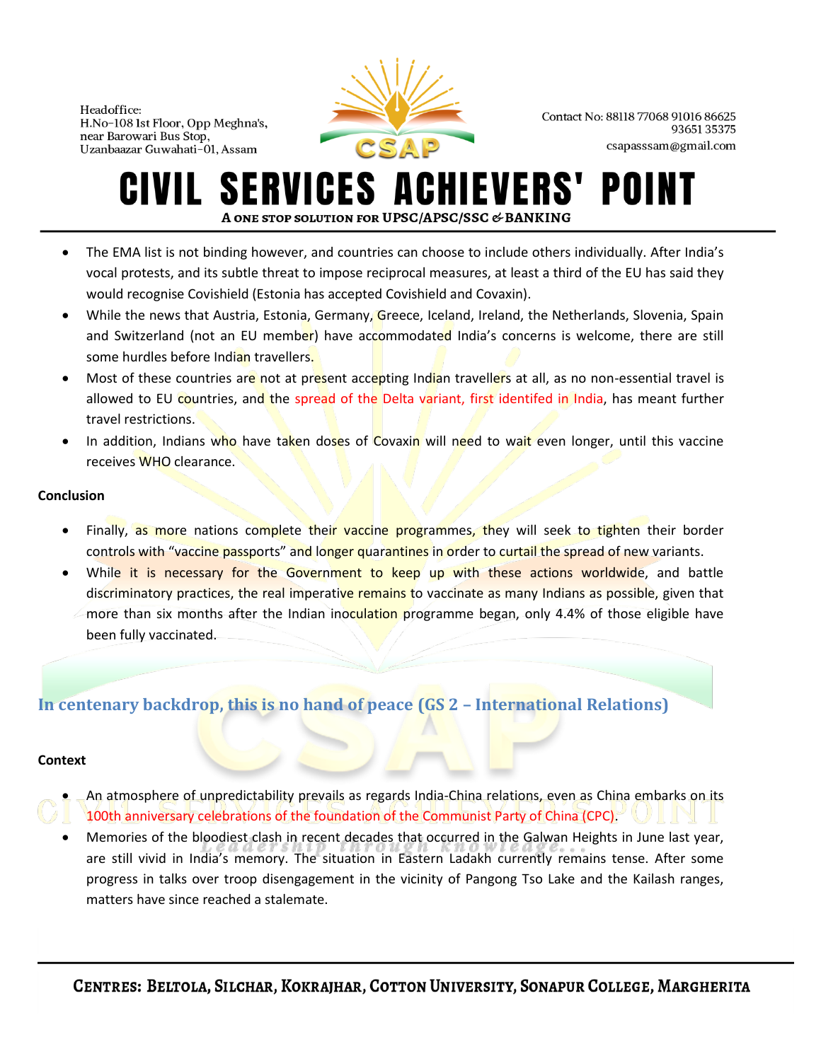- The EMA list is not binding however, and countries can choose to include others individually. After India's vocal protests, and its subtle threat to impose reciprocal measures, at least a third of the EU has said they would recognise Covishield (Estonia has accepted Covishield and Covaxin).
- While the news that Austria, Estonia, Germany, Greece, Iceland, Ireland, the Netherlands, Slovenia, Spain and Switzerland (not an EU member) have accommodated India's concerns is welcome, there are still some hurdles before Indian travellers.
- Most of these countries are not at present accepting Indian travellers at all, as no non-essential travel is allowed to EU countries, and the spread of the Delta variant, first identifed in India, has meant further travel restrictions.
- In addition, Indians who have taken doses of Covaxin will need to wait even longer, until this vaccine receives WHO clearance.

**Conclusion**

- Finally, as more nations complete their vaccine programmes, they will seek to tighten their border controls with "vaccine passports" and longer quarantines in order to curtail the spread of new variants.
- While it is necessary for the Government to keep up with these actions worldwide, and battle discriminatory practices, the real imperative remains to vaccinate as many Indians as possible, given that more than six months after the Indian inoculation programme began, only 4.4% of those eligible have been fully vaccinated.

## In centenary backdrop, this is no hand of peace (GS 2 – International Relations)

**Context**

- An atmosphere of unpredictability prevails as regards India-China relations, even as China embarks on its 100th anniversary celebrations of the foundation of the Communist Party of China (CPC).
- Memories of the bloodiest clash in recent decades that occurred in the Galwan Heights in June last year, are still vivid in India's memory. The situation in Eastern Ladakh currently remains tense. After some progress in talks over troop disengagement in the vicinity of Pangong Tso Lake and the Kailash ranges, matters have since reached a stalemate.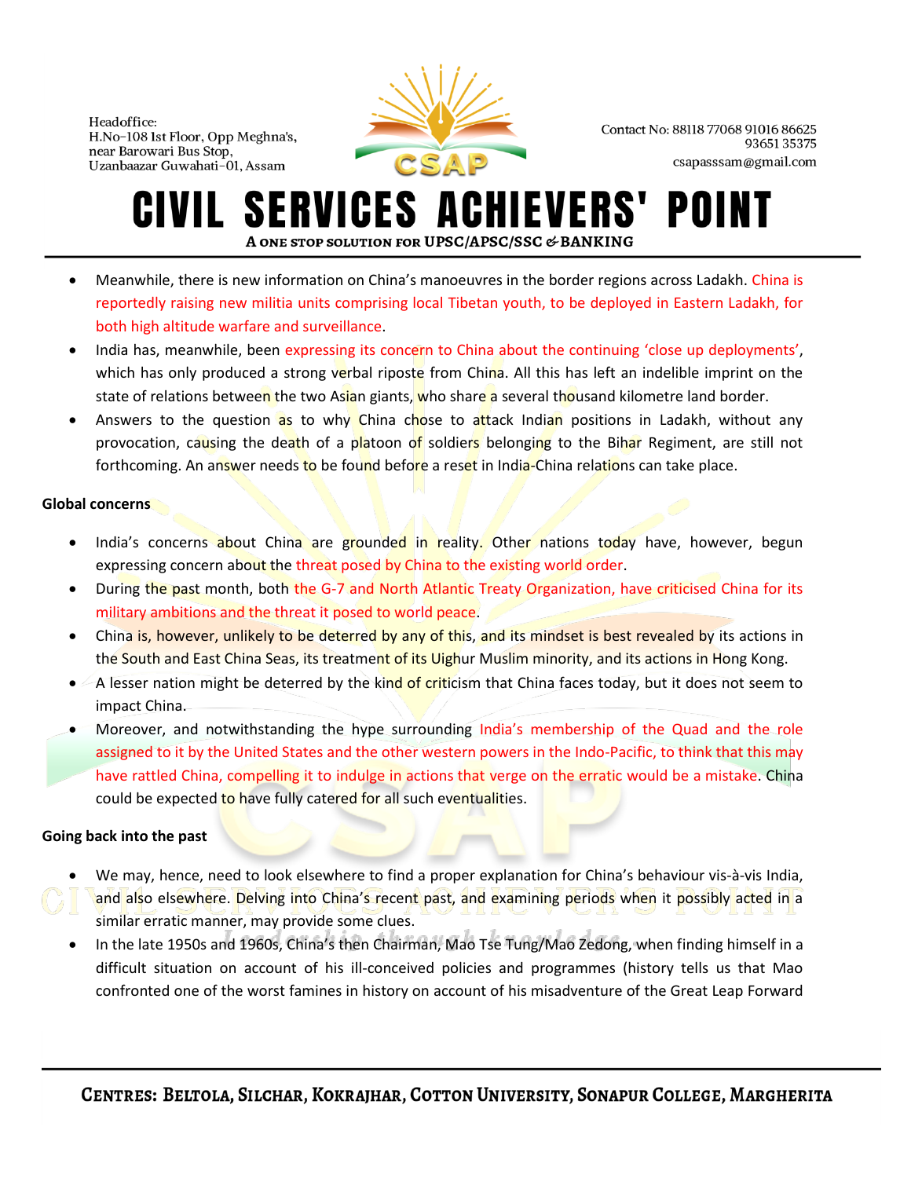- Meanwhile, there is new information on China's manoeuvres in the border regions across Ladakh. China is reportedly raising new militia units comprising local Tibetan youth, to be deployed in Eastern Ladakh, for both high altitude warfare and surveillance.
- India has, meanwhile, been expressing its concern to China about the continuing 'close up deployments', which has only produced a strong verbal riposte from China. All this has left an indelible imprint on the state of relations between the two Asian giants, who share a several thousand kilometre land border.
- Answers to the question as to why China chose to attack Indian positions in Ladakh, without any provocation, causing the death of a platoon of soldiers belonging to the Bihar Regiment, are still not forthcoming. An answer needs to be found before a reset in India-China relations can take place.

**Global concerns**

- India's concerns about China are grounded in reality. Other nations today have, however, begun expressing concern about the threat posed by China to the existing world order.
- During the past month, both the G-7 and North Atlantic Treaty Organization, have criticised China for its military ambitions and the threat it posed to world peace.
- China is, however, unlikely to be deterred by any of this, and its mindset is best revealed by its actions in the South and East China Seas, its treatment of its Uighur Muslim minority, and its actions in Hong Kong.
- A lesser nation might be deterred by the kind of criticism that China faces today, but it does not seem to impact China.
- Moreover, and notwithstanding the hype surrounding India's membership of the Quad and the role assigned to it by the United States and the other western powers in the Indo-Pacific, to think that this may have rattled China, compelling it to indulge in actions that verge on the erratic would be a mistake. China could be expected to have fully catered for all such eventualities.

**Going back into the past**

- We may, hence, need to look elsewhere to find a proper explanation for China's behaviour vis-à-vis India, and also elsewhere. Delving into China's recent past, and examining periods when it possibly acted in a similar erratic manner, may provide some clues.
- In the late 1950s and 1960s, China's then Chairman, Mao Tse Tung/Mao Zedong, when finding himself in a difficult situation on account of his ill-conceived policies and programmes (history tells us that Mao confronted one of the worst famines in history on account of his misadventure of the Great Leap Forward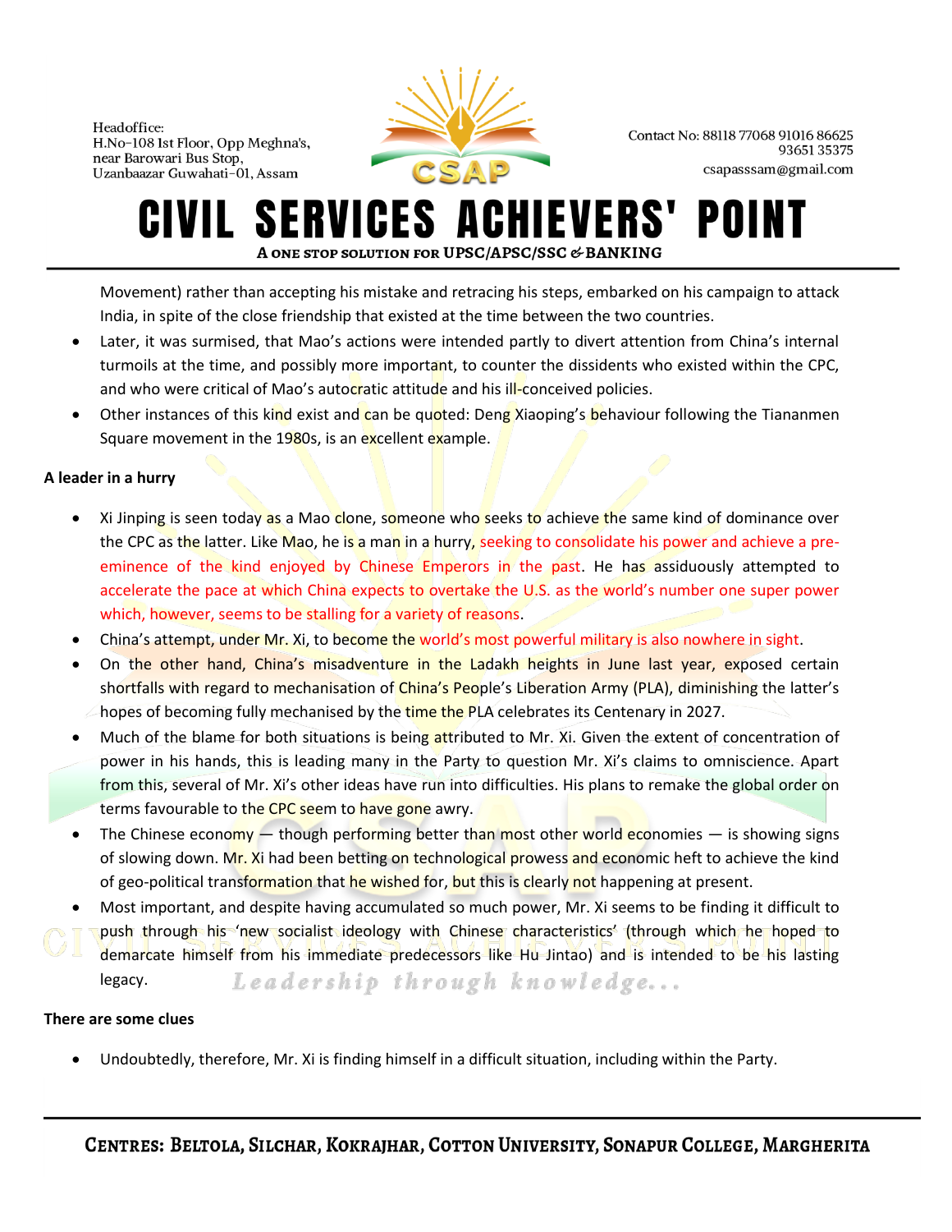Movement) rather than accepting his mistake and retracing his steps, embarked on his campaign to attack India, in spite of the close friendship that existed at the time between the two countries.

- Later, it was surmised, that Mao's actions were intended partly to divert attention from China's internal turmoils at the time, and possibly more important, to counter the dissidents who existed within the CPC, and who were critical of Mao's autocratic attitude and his ill-conceived policies.
- Other instances of this kind exist and can be quoted: Deng Xiaoping's behaviour following the Tiananmen Square movement in the 1980s, is an excellent example.

**A leader in a hurry**

- Xi Jinping is seen today as a Mao clone, someone who seeks to achieve the same kind of dominance over the CPC as the latter. Like Mao, he is a man in a hurry, seeking to consolidate his power and achieve a pre-eminence of the kind enjoyed by Chinese Emperors in the past. He has assiduously attempted to accelerate the pace at which China expects to overtake the U.S. as the world's number one super power which, however, seems to be stalling for a variety of reasons.
- China's attempt, under Mr. Xi, to become the world's most powerful military is also nowhere in sight.
- On the other hand, China's misadventure in the Ladakh heights in June last year, exposed certain shortfalls with regard to mechanisation of China's People's Liberation Army (PLA), diminishing the latter's hopes of becoming fully mechanised by the time the PLA celebrates its Centenary in 2027.
- Much of the blame for both situations is being attributed to Mr. Xi. Given the extent of concentration of power in his hands, this is leading many in the Party to question Mr. Xi's claims to omniscience. Apart from this, several of Mr. Xi's other ideas have run into difficulties. His plans to remake the global order on terms favourable to the CPC seem to have gone awry.
- The Chinese economy — though performing better than most other world economies — is showing signs of slowing down. Mr. Xi had been betting on technological prowess and economic heft to achieve the kind of geo-political transformation that he wished for, but this is clearly not happening at present.
- Most important, and despite having accumulated so much power, Mr. Xi seems to be finding it difficult to push through his 'new socialist ideology with Chinese characteristics' (through which he hoped to demarcate himself from his immediate predecessors like Hu Jintao) and is intended to be his lasting legacy.

**There are some clues**

- Undoubtedly, therefore, Mr. Xi is finding himself in a difficult situation, including within the Party.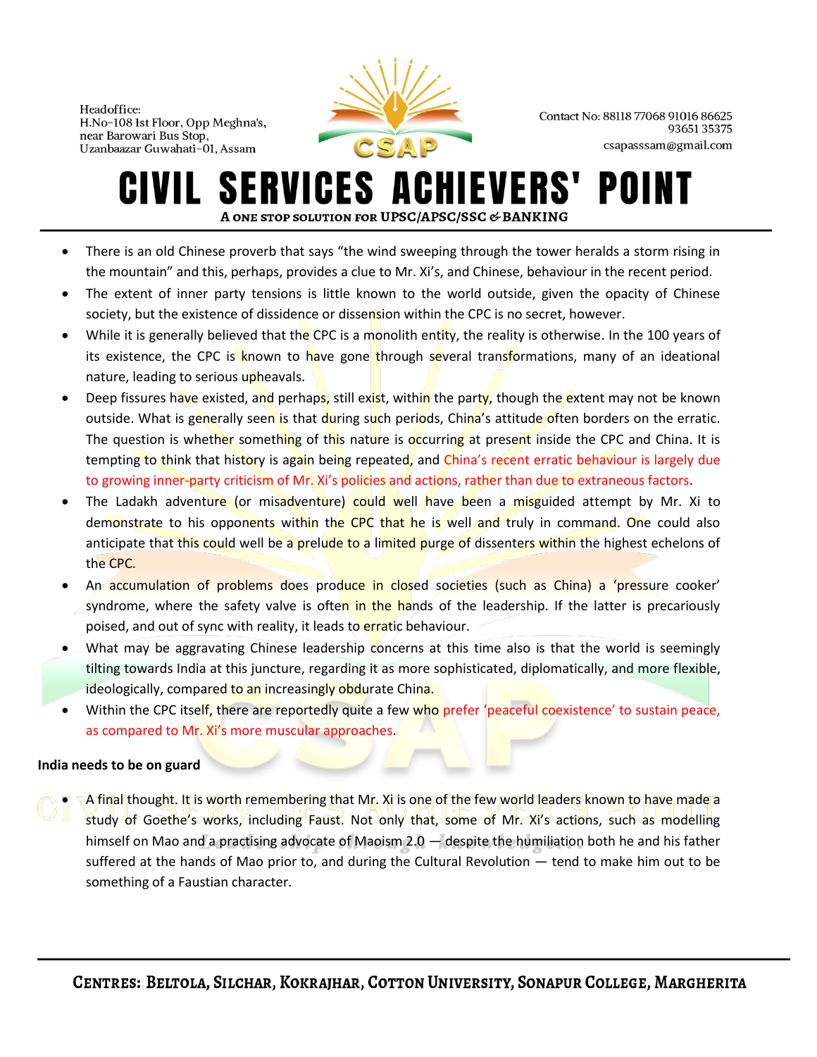- There is an old Chinese proverb that says "the wind sweeping through the tower heralds a storm rising in the mountain" and this, perhaps, provides a clue to Mr. Xi's, and Chinese, behaviour in the recent period.
- The extent of inner party tensions is little known to the world outside, given the opacity of Chinese society, but the existence of dissidence or dissension within the CPC is no secret, however.
- While it is generally believed that the CPC is a monolith entity, the reality is otherwise. In the 100 years of its existence, the CPC is known to have gone through several transformations, many of an ideational nature, leading to serious upheavals.
- Deep fissures have existed, and perhaps, still exist, within the party, though the extent may not be known outside. What is generally seen is that during such periods, China's attitude often borders on the erratic. The question is whether something of this nature is occurring at present inside the CPC and China. It is tempting to think that history is again being repeated, and China's recent erratic behaviour is largely due to growing inner-party criticism of Mr. Xi's policies and actions, rather than due to extraneous factors.
- The Ladakh adventure (or misadventure) could well have been a misguided attempt by Mr. Xi to demonstrate to his opponents within the CPC that he is well and truly in command. One could also anticipate that this could well be a prelude to a limited purge of dissenters within the highest echelons of the CPC.
- An accumulation of problems does produce in closed societies (such as China) a 'pressure cooker' syndrome, where the safety valve is often in the hands of the leadership. If the latter is precariously poised, and out of sync with reality, it leads to erratic behaviour.
- What may be aggravating Chinese leadership concerns at this time also is that the world is seemingly tilting towards India at this juncture, regarding it as more sophisticated, diplomatically, and more flexible, ideologically, compared to an increasingly obdurate China.
- Within the CPC itself, there are reportedly quite a few who prefer 'peaceful coexistence' to sustain peace, as compared to Mr. Xi's more muscular approaches.

**India needs to be on guard**

- A final thought. It is worth remembering that Mr. Xi is one of the few world leaders known to have made a study of Goethe's works, including Faust. Not only that, some of Mr. Xi's actions, such as modelling himself on Mao and a practising advocate of Maoism 2.0 — despite the humiliation both he and his father suffered at the hands of Mao prior to, and during the Cultural Revolution — tend to make him out to be something of a Faustian character.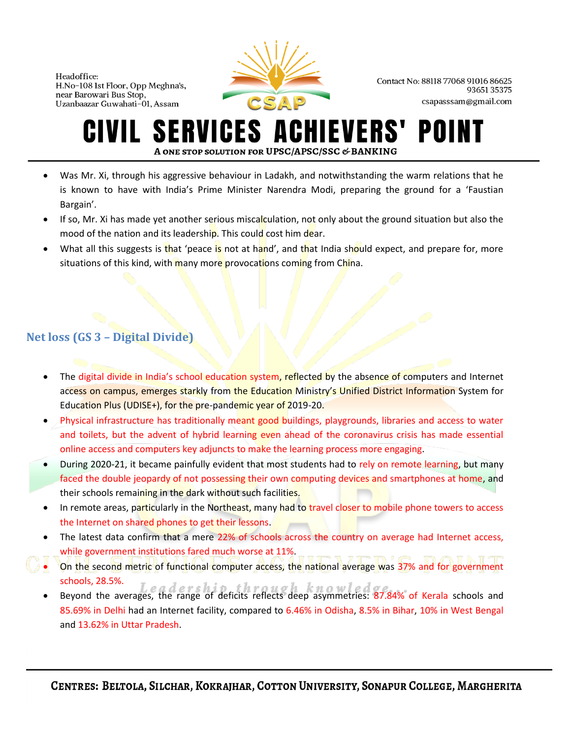- Was Mr. Xi, through his aggressive behaviour in Ladakh, and notwithstanding the warm relations that he is known to have with India's Prime Minister Narendra Modi, preparing the ground for a 'Faustian Bargain'.
- If so, Mr. Xi has made yet another serious miscalculation, not only about the ground situation but also the mood of the nation and its leadership. This could cost him dear.
- What all this suggests is that 'peace is not at hand', and that India should expect, and prepare for, more situations of this kind, with many more provocations coming from China.

## Net loss (GS 3 – Digital Divide)

- The digital divide in India's school education system, reflected by the absence of computers and Internet access on campus, emerges starkly from the Education Ministry's Unified District Information System for Education Plus (UDISE+), for the pre-pandemic year of 2019-20.
- Physical infrastructure has traditionally meant good buildings, playgrounds, libraries and access to water and toilets, but the advent of hybrid learning even ahead of the coronavirus crisis has made essential online access and computers key adjuncts to make the learning process more engaging.
- During 2020-21, it became painfully evident that most students had to rely on remote learning, but many faced the double jeopardy of not possessing their own computing devices and smartphones at home, and their schools remaining in the dark without such facilities.
- In remote areas, particularly in the Northeast, many had to travel closer to mobile phone towers to access the Internet on shared phones to get their lessons.
- The latest data confirm that a mere 22% of schools across the country on average had Internet access, while government institutions fared much worse at 11%.
- On the second metric of functional computer access, the national average was 37% and for government schools, 28.5%.
- Beyond the averages, the range of deficits reflects deep asymmetries: 87.84% of Kerala schools and 85.69% in Delhi had an Internet facility, compared to 6.46% in Odisha, 8.5% in Bihar, 10% in West Bengal and 13.62% in Uttar Pradesh.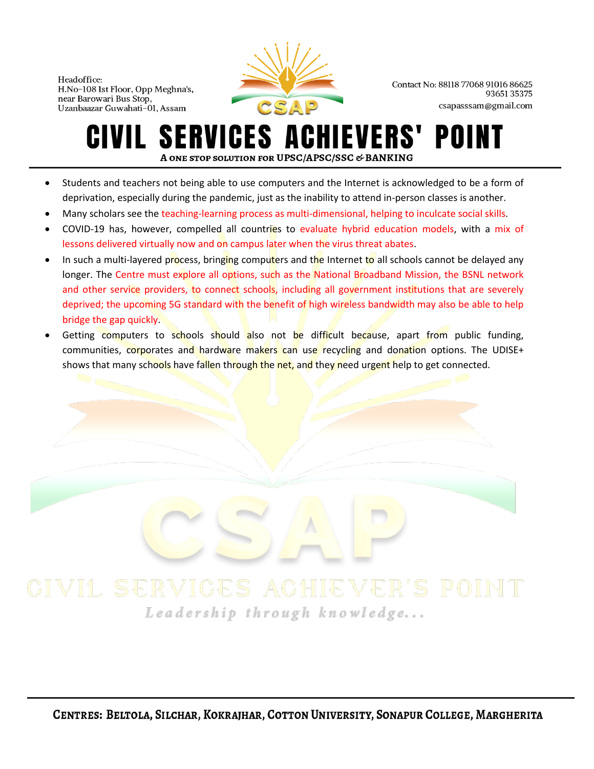- Students and teachers not being able to use computers and the Internet is acknowledged to be a form of deprivation, especially during the pandemic, just as the inability to attend in-person classes is another.
- Many scholars see the teaching-learning process as multi-dimensional, helping to inculcate social skills.
- COVID-19 has, however, compelled all countries to evaluate hybrid education models, with a mix of lessons delivered virtually now and on campus later when the virus threat abates.
- In such a multi-layered process, bringing computers and the Internet to all schools cannot be delayed any longer. The Centre must explore all options, such as the National Broadband Mission, the BSNL network and other service providers, to connect schools, including all government institutions that are severely deprived; the upcoming 5G standard with the benefit of high wireless bandwidth may also be able to help bridge the gap quickly.
- Getting computers to schools should also not be difficult because, apart from public funding, communities, corporates and hardware makers can use recycling and donation options. The UDISE+ shows that many schools have fallen through the net, and they need urgent help to get connected.